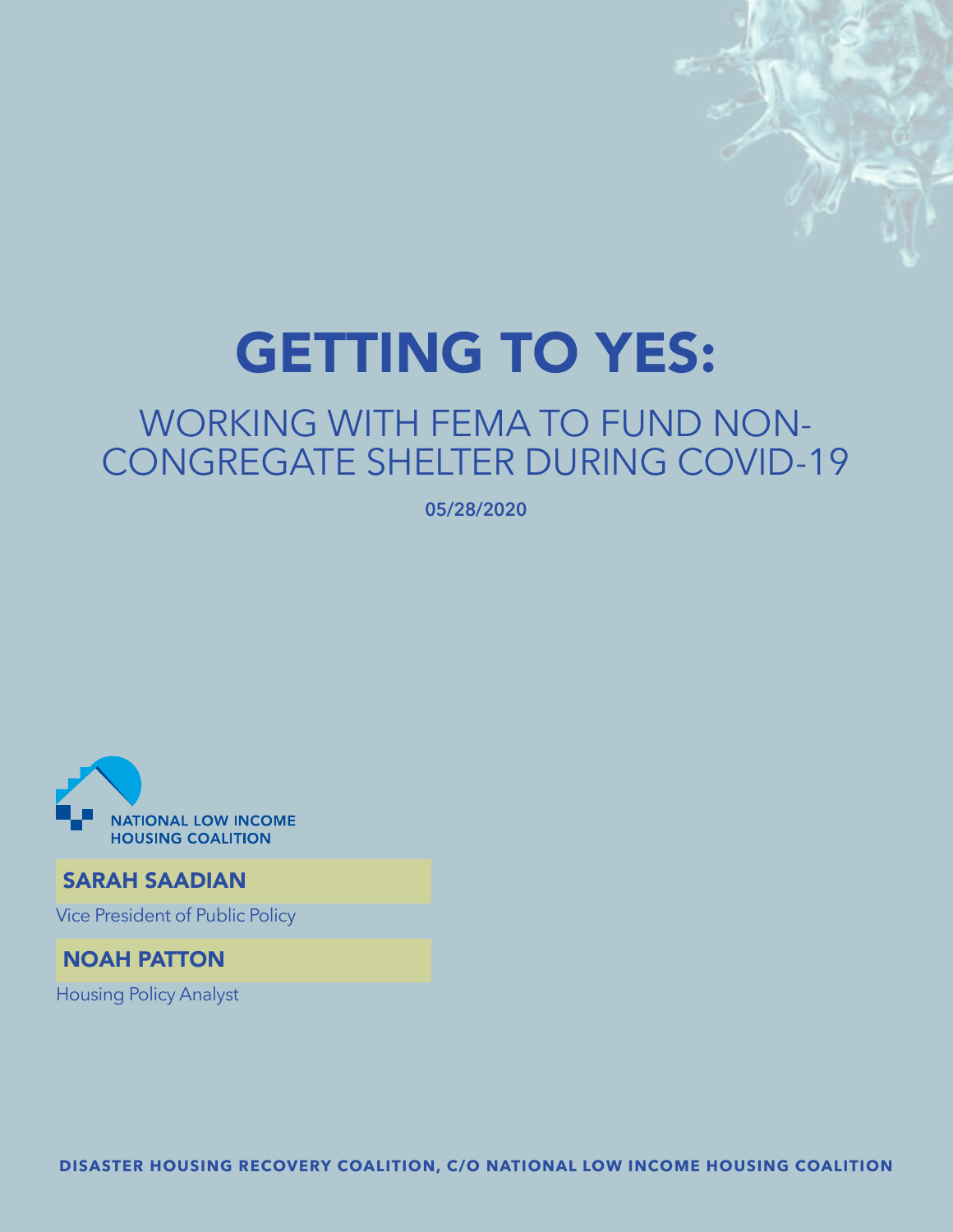# GETTING TO YES:

## WORKING WITH FEMA TO FUND NON-CONGREGATE SHELTER DURING COVID-19

**05/28/2020**

NATIONAL LOW INCOME HOUSING COALITION

**SARAH SAADIAN**

Vice President of Public Policy

**NOAH PATTON**

Housing Policy Analyst

**DISASTER HOUSING RECOVERY COALITION, C/O NATIONAL LOW INCOME HOUSING COALITION**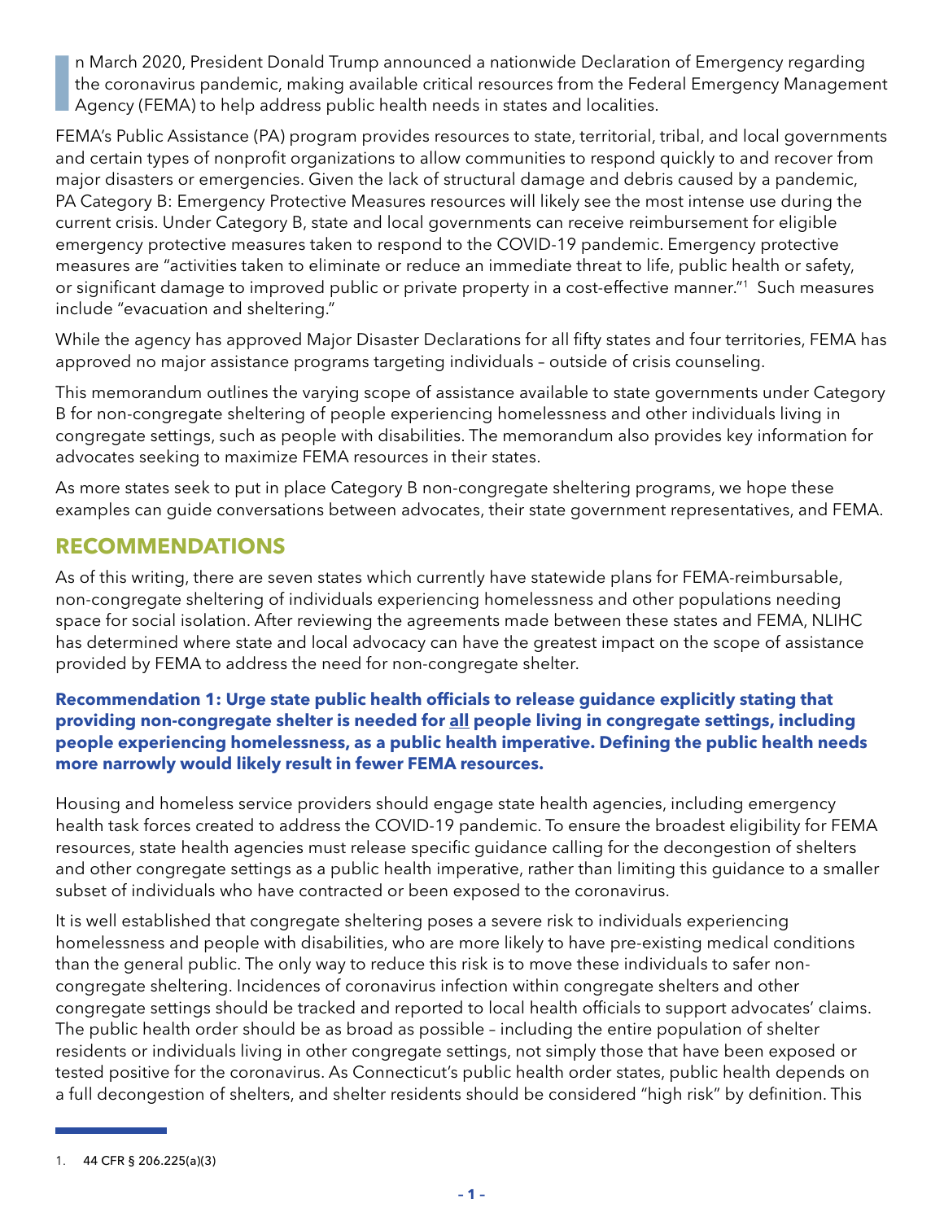In March 2020, President Donald Trump announced a nationwide Declaration of Emergency regarding the coronavirus pandemic, making available critical resources from the Federal Emergency Management Agency (FEMA) to help address public health needs in states and localities.

FEMA's Public Assistance (PA) program provides resources to state, territorial, tribal, and local governments and certain types of nonprofit organizations to allow communities to respond quickly to and recover from major disasters or emergencies. Given the lack of structural damage and debris caused by a pandemic, PA Category B: Emergency Protective Measures resources will likely see the most intense use during the current crisis. Under Category B, state and local governments can receive reimbursement for eligible emergency protective measures taken to respond to the COVID-19 pandemic. Emergency protective measures are "activities taken to eliminate or reduce an immediate threat to life, public health or safety, or significant damage to improved public or private property in a cost-effective manner."[1] Such measures include "evacuation and sheltering."

While the agency has approved Major Disaster Declarations for all fifty states and four territories, FEMA has approved no major assistance programs targeting individuals – outside of crisis counseling.

This memorandum outlines the varying scope of assistance available to state governments under Category B for non-congregate sheltering of people experiencing homelessness and other individuals living in congregate settings, such as people with disabilities. The memorandum also provides key information for advocates seeking to maximize FEMA resources in their states.

As more states seek to put in place Category B non-congregate sheltering programs, we hope these examples can guide conversations between advocates, their state government representatives, and FEMA.

## RECOMMENDATIONS

As of this writing, there are seven states which currently have statewide plans for FEMA-reimbursable, non-congregate sheltering of individuals experiencing homelessness and other populations needing space for social isolation. After reviewing the agreements made between these states and FEMA, NLIHC has determined where state and local advocacy can have the greatest impact on the scope of assistance provided by FEMA to address the need for non-congregate shelter.

**Recommendation 1: Urge state public health officials to release guidance explicitly stating that providing non-congregate shelter is needed for all people living in congregate settings, including people experiencing homelessness, as a public health imperative. Defining the public health needs more narrowly would likely result in fewer FEMA resources.**

Housing and homeless service providers should engage state health agencies, including emergency health task forces created to address the COVID-19 pandemic. To ensure the broadest eligibility for FEMA resources, state health agencies must release specific guidance calling for the decongestion of shelters and other congregate settings as a public health imperative, rather than limiting this guidance to a smaller subset of individuals who have contracted or been exposed to the coronavirus.

It is well established that congregate sheltering poses a severe risk to individuals experiencing homelessness and people with disabilities, who are more likely to have pre-existing medical conditions than the general public. The only way to reduce this risk is to move these individuals to safer non-congregate sheltering. Incidences of coronavirus infection within congregate shelters and other congregate settings should be tracked and reported to local health officials to support advocates' claims. The public health order should be as broad as possible – including the entire population of shelter residents or individuals living in other congregate settings, not simply those that have been exposed or tested positive for the coronavirus. As Connecticut's public health order states, public health depends on a full decongestion of shelters, and shelter residents should be considered "high risk" by definition. This

1. 44 CFR § 206.225(a)(3)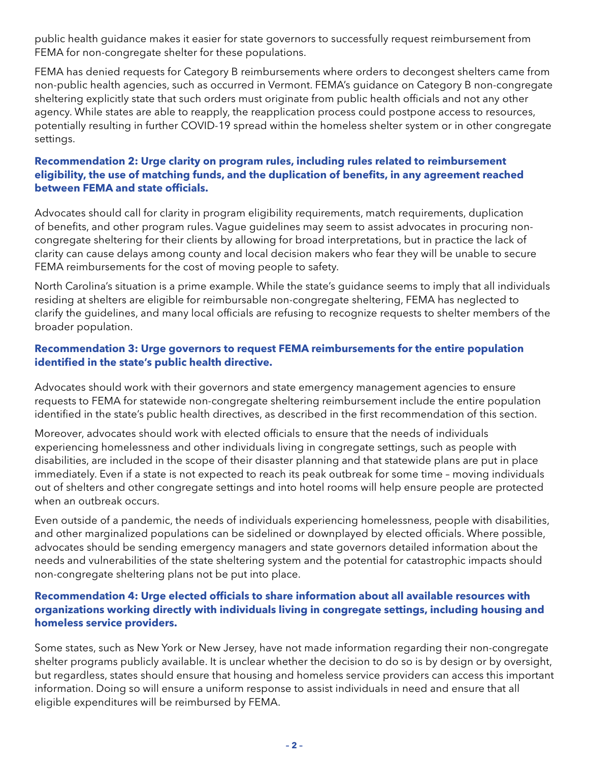public health guidance makes it easier for state governors to successfully request reimbursement from FEMA for non-congregate shelter for these populations.

FEMA has denied requests for Category B reimbursements where orders to decongest shelters came from non-public health agencies, such as occurred in Vermont. FEMA's guidance on Category B non-congregate sheltering explicitly state that such orders must originate from public health officials and not any other agency. While states are able to reapply, the reapplication process could postpone access to resources, potentially resulting in further COVID-19 spread within the homeless shelter system or in other congregate settings.

**Recommendation 2: Urge clarity on program rules, including rules related to reimbursement eligibility, the use of matching funds, and the duplication of benefits, in any agreement reached between FEMA and state officials.**

Advocates should call for clarity in program eligibility requirements, match requirements, duplication of benefits, and other program rules. Vague guidelines may seem to assist advocates in procuring non-congregate sheltering for their clients by allowing for broad interpretations, but in practice the lack of clarity can cause delays among county and local decision makers who fear they will be unable to secure FEMA reimbursements for the cost of moving people to safety.

North Carolina's situation is a prime example. While the state's guidance seems to imply that all individuals residing at shelters are eligible for reimbursable non-congregate sheltering, FEMA has neglected to clarify the guidelines, and many local officials are refusing to recognize requests to shelter members of the broader population.

**Recommendation 3: Urge governors to request FEMA reimbursements for the entire population identified in the state's public health directive.**

Advocates should work with their governors and state emergency management agencies to ensure requests to FEMA for statewide non-congregate sheltering reimbursement include the entire population identified in the state's public health directives, as described in the first recommendation of this section.

Moreover, advocates should work with elected officials to ensure that the needs of individuals experiencing homelessness and other individuals living in congregate settings, such as people with disabilities, are included in the scope of their disaster planning and that statewide plans are put in place immediately. Even if a state is not expected to reach its peak outbreak for some time – moving individuals out of shelters and other congregate settings and into hotel rooms will help ensure people are protected when an outbreak occurs.

Even outside of a pandemic, the needs of individuals experiencing homelessness, people with disabilities, and other marginalized populations can be sidelined or downplayed by elected officials. Where possible, advocates should be sending emergency managers and state governors detailed information about the needs and vulnerabilities of the state sheltering system and the potential for catastrophic impacts should non-congregate sheltering plans not be put into place.

**Recommendation 4: Urge elected officials to share information about all available resources with organizations working directly with individuals living in congregate settings, including housing and homeless service providers.**

Some states, such as New York or New Jersey, have not made information regarding their non-congregate shelter programs publicly available. It is unclear whether the decision to do so is by design or by oversight, but regardless, states should ensure that housing and homeless service providers can access this important information. Doing so will ensure a uniform response to assist individuals in need and ensure that all eligible expenditures will be reimbursed by FEMA.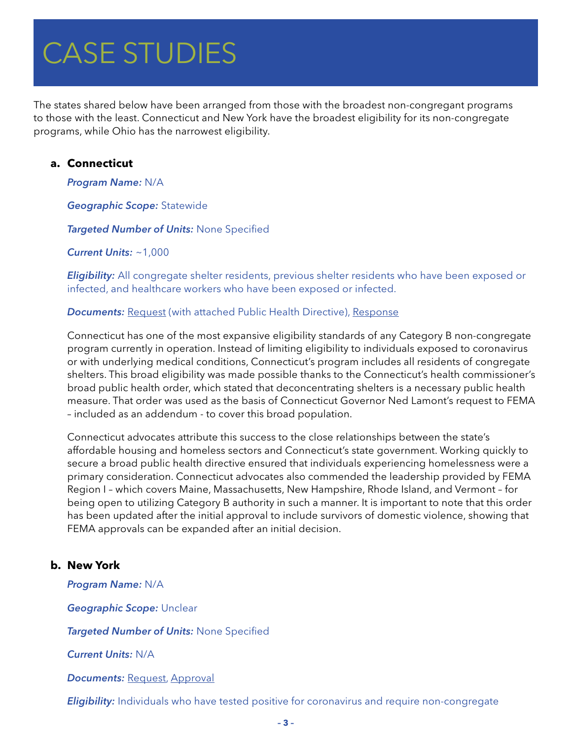# CASE STUDIES

The states shared below have been arranged from those with the broadest non-congregant programs to those with the least. Connecticut and New York have the broadest eligibility for its non-congregate programs, while Ohio has the narrowest eligibility.

**a. Connecticut**

***Program Name:*** N/A

***Geographic Scope:*** Statewide

***Targeted Number of Units:*** None Specified

***Current Units:*** ~1,000

***Eligibility:*** All congregate shelter residents, previous shelter residents who have been exposed or infected, and healthcare workers who have been exposed or infected.

***Documents:*** Request (with attached Public Health Directive), Response

Connecticut has one of the most expansive eligibility standards of any Category B non-congregate program currently in operation. Instead of limiting eligibility to individuals exposed to coronavirus or with underlying medical conditions, Connecticut's program includes all residents of congregate shelters. This broad eligibility was made possible thanks to the Connecticut's health commissioner's broad public health order, which stated that deconcentrating shelters is a necessary public health measure. That order was used as the basis of Connecticut Governor Ned Lamont's request to FEMA – included as an addendum - to cover this broad population.

Connecticut advocates attribute this success to the close relationships between the state's affordable housing and homeless sectors and Connecticut's state government. Working quickly to secure a broad public health directive ensured that individuals experiencing homelessness were a primary consideration. Connecticut advocates also commended the leadership provided by FEMA Region I – which covers Maine, Massachusetts, New Hampshire, Rhode Island, and Vermont – for being open to utilizing Category B authority in such a manner. It is important to note that this order has been updated after the initial approval to include survivors of domestic violence, showing that FEMA approvals can be expanded after an initial decision.

**b. New York**

***Program Name:*** N/A

***Geographic Scope:*** Unclear

***Targeted Number of Units:*** None Specified

***Current Units:*** N/A

***Documents:*** Request, Approval

***Eligibility:*** Individuals who have tested positive for coronavirus and require non-congregate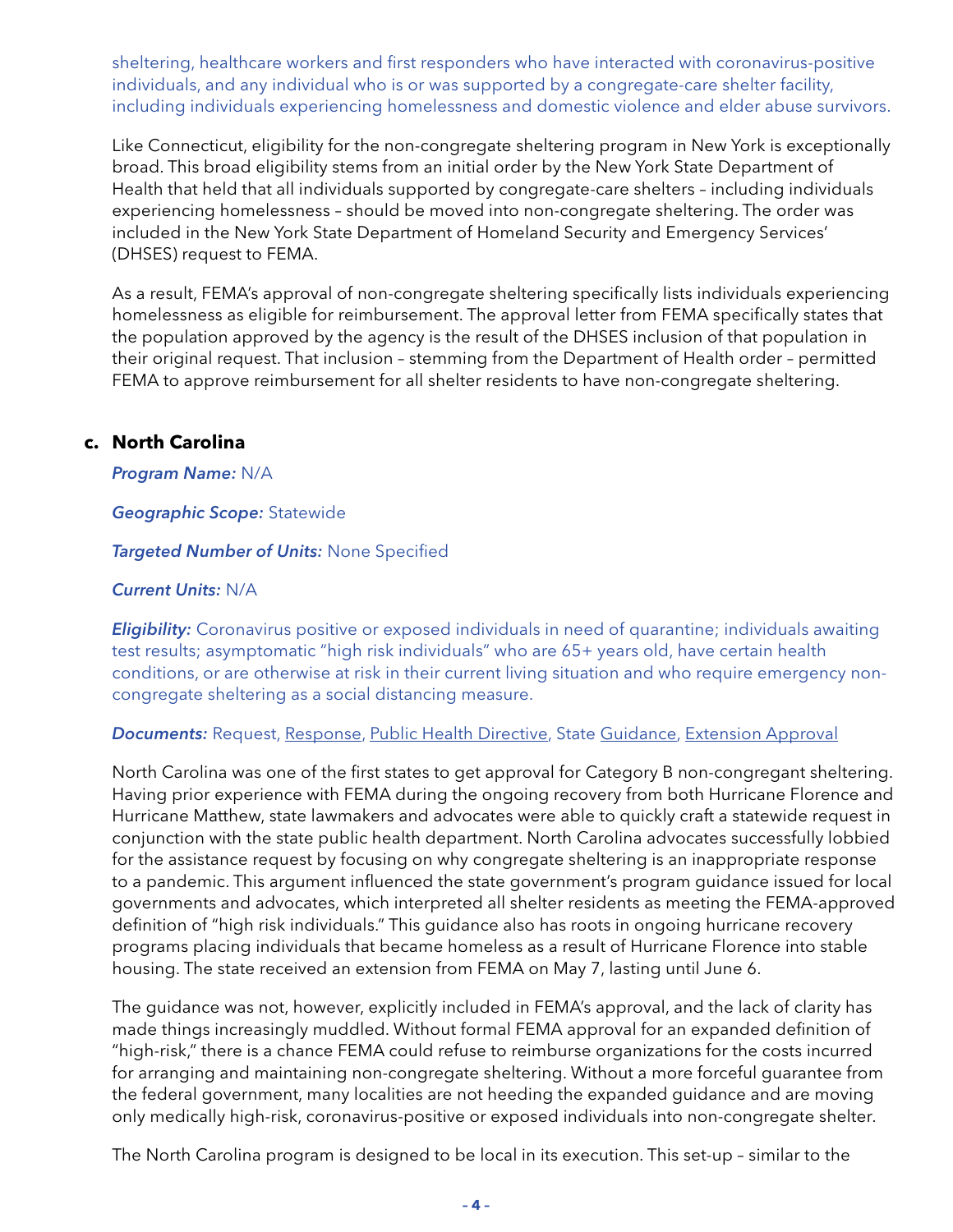sheltering, healthcare workers and first responders who have interacted with coronavirus-positive individuals, and any individual who is or was supported by a congregate-care shelter facility, including individuals experiencing homelessness and domestic violence and elder abuse survivors.

Like Connecticut, eligibility for the non-congregate sheltering program in New York is exceptionally broad. This broad eligibility stems from an initial order by the New York State Department of Health that held that all individuals supported by congregate-care shelters – including individuals experiencing homelessness – should be moved into non-congregate sheltering. The order was included in the New York State Department of Homeland Security and Emergency Services' (DHSES) request to FEMA.

As a result, FEMA's approval of non-congregate sheltering specifically lists individuals experiencing homelessness as eligible for reimbursement. The approval letter from FEMA specifically states that the population approved by the agency is the result of the DHSES inclusion of that population in their original request. That inclusion – stemming from the Department of Health order – permitted FEMA to approve reimbursement for all shelter residents to have non-congregate sheltering.

### c. North Carolina

***Program Name:*** N/A

***Geographic Scope:*** Statewide

***Targeted Number of Units:*** None Specified

***Current Units:*** N/A

***Eligibility:*** Coronavirus positive or exposed individuals in need of quarantine; individuals awaiting test results; asymptomatic "high risk individuals" who are 65+ years old, have certain health conditions, or are otherwise at risk in their current living situation and who require emergency non-congregate sheltering as a social distancing measure.

***Documents:*** Request, Response, Public Health Directive, State Guidance, Extension Approval

North Carolina was one of the first states to get approval for Category B non-congregant sheltering. Having prior experience with FEMA during the ongoing recovery from both Hurricane Florence and Hurricane Matthew, state lawmakers and advocates were able to quickly craft a statewide request in conjunction with the state public health department. North Carolina advocates successfully lobbied for the assistance request by focusing on why congregate sheltering is an inappropriate response to a pandemic. This argument influenced the state government's program guidance issued for local governments and advocates, which interpreted all shelter residents as meeting the FEMA-approved definition of "high risk individuals." This guidance also has roots in ongoing hurricane recovery programs placing individuals that became homeless as a result of Hurricane Florence into stable housing. The state received an extension from FEMA on May 7, lasting until June 6.

The guidance was not, however, explicitly included in FEMA's approval, and the lack of clarity has made things increasingly muddled. Without formal FEMA approval for an expanded definition of "high-risk," there is a chance FEMA could refuse to reimburse organizations for the costs incurred for arranging and maintaining non-congregate sheltering. Without a more forceful guarantee from the federal government, many localities are not heeding the expanded guidance and are moving only medically high-risk, coronavirus-positive or exposed individuals into non-congregate shelter.

The North Carolina program is designed to be local in its execution. This set-up – similar to the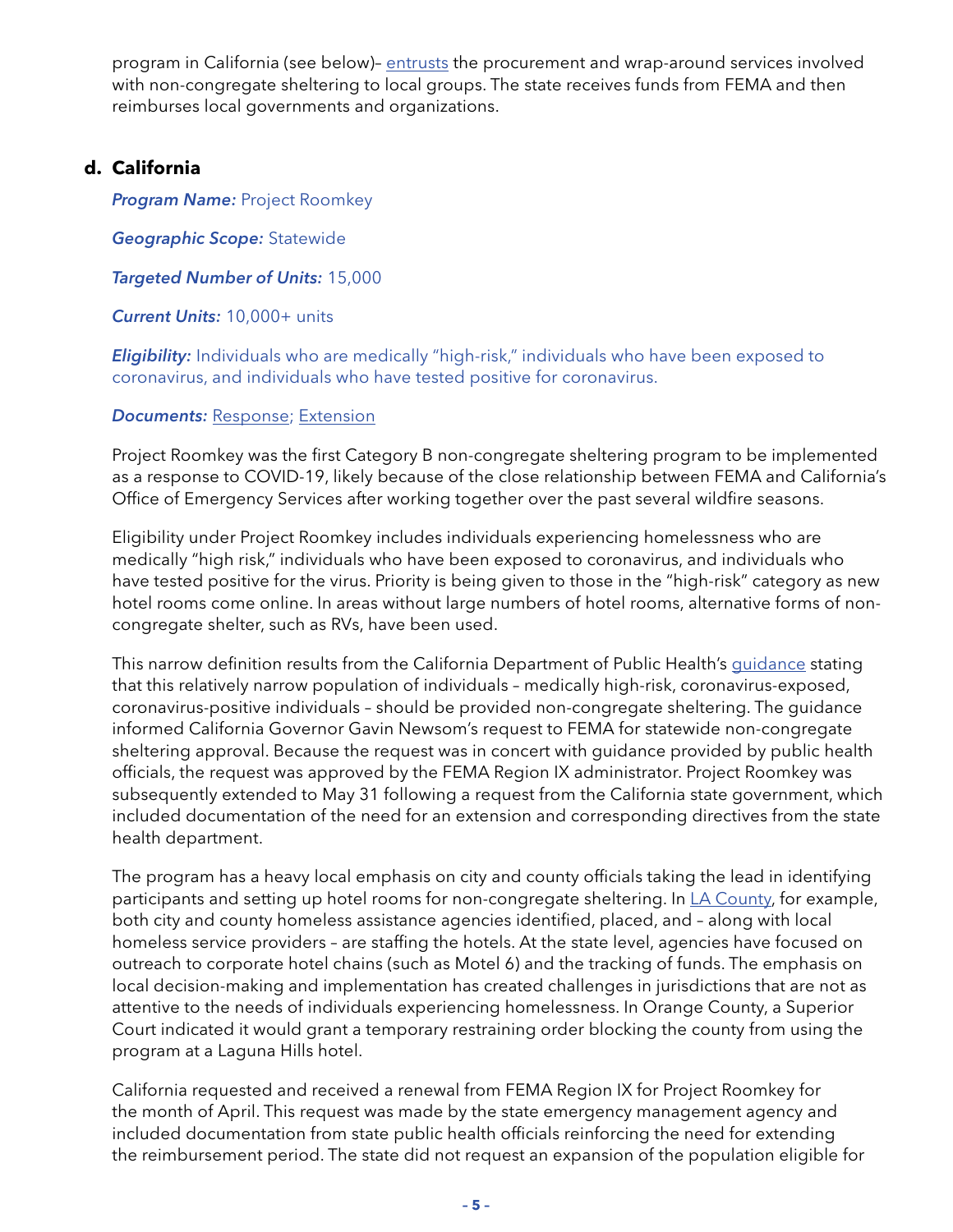program in California (see below)– entrusts the procurement and wrap-around services involved with non-congregate sheltering to local groups. The state receives funds from FEMA and then reimburses local governments and organizations.

### d. California

***Program Name:*** Project Roomkey

***Geographic Scope:*** Statewide

***Targeted Number of Units:*** 15,000

***Current Units:*** 10,000+ units

***Eligibility:*** Individuals who are medically "high-risk," individuals who have been exposed to coronavirus, and individuals who have tested positive for coronavirus.

***Documents:*** Response; Extension

Project Roomkey was the first Category B non-congregate sheltering program to be implemented as a response to COVID-19, likely because of the close relationship between FEMA and California's Office of Emergency Services after working together over the past several wildfire seasons.

Eligibility under Project Roomkey includes individuals experiencing homelessness who are medically "high risk," individuals who have been exposed to coronavirus, and individuals who have tested positive for the virus. Priority is being given to those in the "high-risk" category as new hotel rooms come online. In areas without large numbers of hotel rooms, alternative forms of non-congregate shelter, such as RVs, have been used.

This narrow definition results from the California Department of Public Health's guidance stating that this relatively narrow population of individuals – medically high-risk, coronavirus-exposed, coronavirus-positive individuals – should be provided non-congregate sheltering. The guidance informed California Governor Gavin Newsom's request to FEMA for statewide non-congregate sheltering approval. Because the request was in concert with guidance provided by public health officials, the request was approved by the FEMA Region IX administrator. Project Roomkey was subsequently extended to May 31 following a request from the California state government, which included documentation of the need for an extension and corresponding directives from the state health department.

The program has a heavy local emphasis on city and county officials taking the lead in identifying participants and setting up hotel rooms for non-congregate sheltering. In LA County, for example, both city and county homeless assistance agencies identified, placed, and – along with local homeless service providers – are staffing the hotels. At the state level, agencies have focused on outreach to corporate hotel chains (such as Motel 6) and the tracking of funds. The emphasis on local decision-making and implementation has created challenges in jurisdictions that are not as attentive to the needs of individuals experiencing homelessness. In Orange County, a Superior Court indicated it would grant a temporary restraining order blocking the county from using the program at a Laguna Hills hotel.

California requested and received a renewal from FEMA Region IX for Project Roomkey for the month of April. This request was made by the state emergency management agency and included documentation from state public health officials reinforcing the need for extending the reimbursement period. The state did not request an expansion of the population eligible for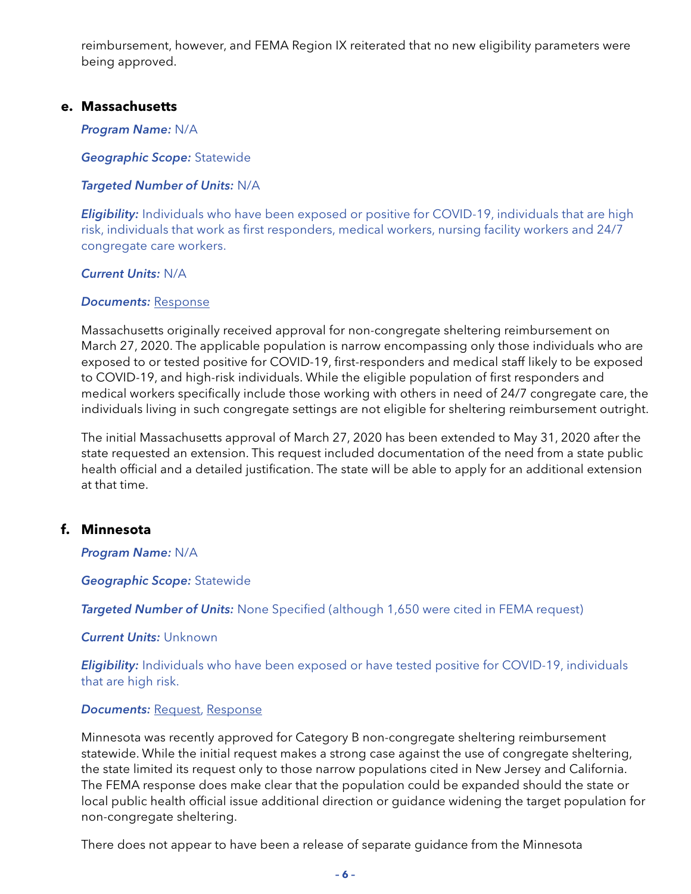reimbursement, however, and FEMA Region IX reiterated that no new eligibility parameters were being approved.

### e. Massachusetts

***Program Name:*** N/A

***Geographic Scope:*** Statewide

***Targeted Number of Units:*** N/A

***Eligibility:*** Individuals who have been exposed or positive for COVID-19, individuals that are high risk, individuals that work as first responders, medical workers, nursing facility workers and 24/7 congregate care workers.

***Current Units:*** N/A

***Documents:*** Response

Massachusetts originally received approval for non-congregate sheltering reimbursement on March 27, 2020. The applicable population is narrow encompassing only those individuals who are exposed to or tested positive for COVID-19, first-responders and medical staff likely to be exposed to COVID-19, and high-risk individuals. While the eligible population of first responders and medical workers specifically include those working with others in need of 24/7 congregate care, the individuals living in such congregate settings are not eligible for sheltering reimbursement outright.

The initial Massachusetts approval of March 27, 2020 has been extended to May 31, 2020 after the state requested an extension. This request included documentation of the need from a state public health official and a detailed justification. The state will be able to apply for an additional extension at that time.

### f. Minnesota

***Program Name:*** N/A

***Geographic Scope:*** Statewide

***Targeted Number of Units:*** None Specified (although 1,650 were cited in FEMA request)

***Current Units:*** Unknown

***Eligibility:*** Individuals who have been exposed or have tested positive for COVID-19, individuals that are high risk.

***Documents:*** Request, Response

Minnesota was recently approved for Category B non-congregate sheltering reimbursement statewide. While the initial request makes a strong case against the use of congregate sheltering, the state limited its request only to those narrow populations cited in New Jersey and California. The FEMA response does make clear that the population could be expanded should the state or local public health official issue additional direction or guidance widening the target population for non-congregate sheltering.

There does not appear to have been a release of separate guidance from the Minnesota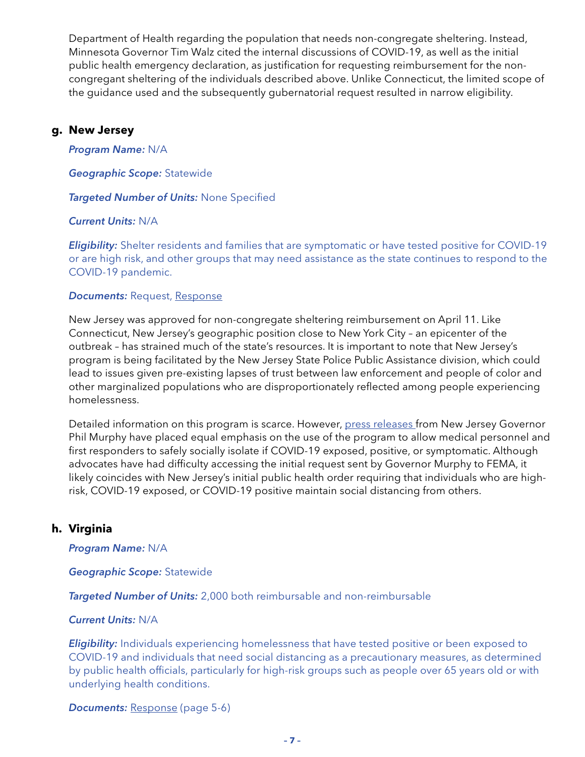Department of Health regarding the population that needs non-congregate sheltering. Instead, Minnesota Governor Tim Walz cited the internal discussions of COVID-19, as well as the initial public health emergency declaration, as justification for requesting reimbursement for the non-congregant sheltering of the individuals described above. Unlike Connecticut, the limited scope of the guidance used and the subsequently gubernatorial request resulted in narrow eligibility.

### g. New Jersey

***Program Name:*** N/A

***Geographic Scope:*** Statewide

***Targeted Number of Units:*** None Specified

***Current Units:*** N/A

***Eligibility:*** Shelter residents and families that are symptomatic or have tested positive for COVID-19 or are high risk, and other groups that may need assistance as the state continues to respond to the COVID-19 pandemic.

***Documents:*** Request, Response

New Jersey was approved for non-congregate sheltering reimbursement on April 11. Like Connecticut, New Jersey's geographic position close to New York City – an epicenter of the outbreak – has strained much of the state's resources. It is important to note that New Jersey's program is being facilitated by the New Jersey State Police Public Assistance division, which could lead to issues given pre-existing lapses of trust between law enforcement and people of color and other marginalized populations who are disproportionately reflected among people experiencing homelessness.

Detailed information on this program is scarce. However, press releases from New Jersey Governor Phil Murphy have placed equal emphasis on the use of the program to allow medical personnel and first responders to safely socially isolate if COVID-19 exposed, positive, or symptomatic. Although advocates have had difficulty accessing the initial request sent by Governor Murphy to FEMA, it likely coincides with New Jersey's initial public health order requiring that individuals who are high-risk, COVID-19 exposed, or COVID-19 positive maintain social distancing from others.

### h. Virginia

***Program Name:*** N/A

***Geographic Scope:*** Statewide

***Targeted Number of Units:*** 2,000 both reimbursable and non-reimbursable

***Current Units:*** N/A

***Eligibility:*** Individuals experiencing homelessness that have tested positive or been exposed to COVID-19 and individuals that need social distancing as a precautionary measures, as determined by public health officials, particularly for high-risk groups such as people over 65 years old or with underlying health conditions.

***Documents:*** Response (page 5-6)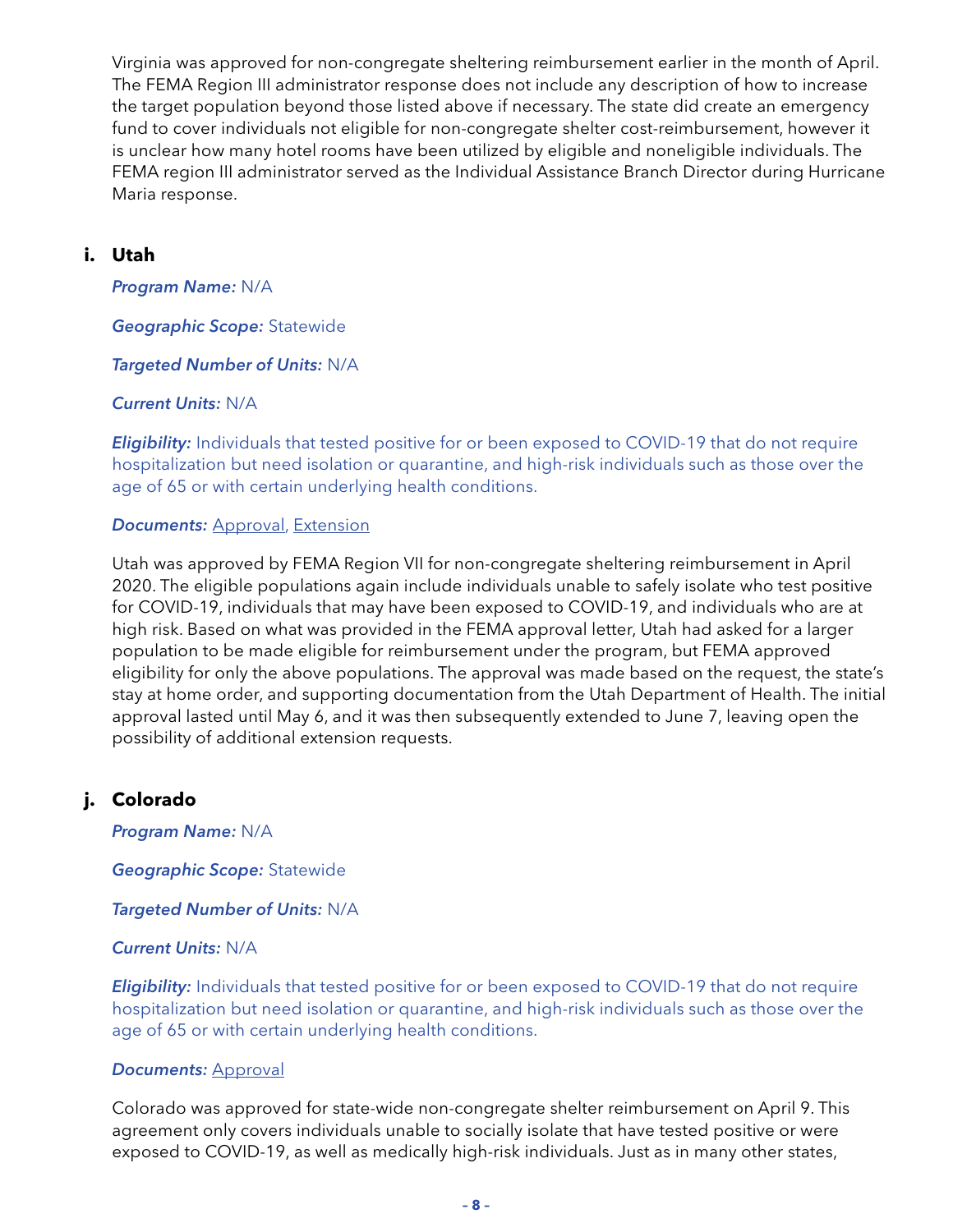Virginia was approved for non-congregate sheltering reimbursement earlier in the month of April. The FEMA Region III administrator response does not include any description of how to increase the target population beyond those listed above if necessary. The state did create an emergency fund to cover individuals not eligible for non-congregate shelter cost-reimbursement, however it is unclear how many hotel rooms have been utilized by eligible and noneligible individuals. The FEMA region III administrator served as the Individual Assistance Branch Director during Hurricane Maria response.

### i. Utah

***Program Name:*** N/A

***Geographic Scope:*** Statewide

***Targeted Number of Units:*** N/A

***Current Units:*** N/A

***Eligibility:*** Individuals that tested positive for or been exposed to COVID-19 that do not require hospitalization but need isolation or quarantine, and high-risk individuals such as those over the age of 65 or with certain underlying health conditions.

***Documents:*** Approval, Extension

Utah was approved by FEMA Region VII for non-congregate sheltering reimbursement in April 2020. The eligible populations again include individuals unable to safely isolate who test positive for COVID-19, individuals that may have been exposed to COVID-19, and individuals who are at high risk. Based on what was provided in the FEMA approval letter, Utah had asked for a larger population to be made eligible for reimbursement under the program, but FEMA approved eligibility for only the above populations. The approval was made based on the request, the state's stay at home order, and supporting documentation from the Utah Department of Health. The initial approval lasted until May 6, and it was then subsequently extended to June 7, leaving open the possibility of additional extension requests.

### j. Colorado

***Program Name:*** N/A

***Geographic Scope:*** Statewide

***Targeted Number of Units:*** N/A

***Current Units:*** N/A

***Eligibility:*** Individuals that tested positive for or been exposed to COVID-19 that do not require hospitalization but need isolation or quarantine, and high-risk individuals such as those over the age of 65 or with certain underlying health conditions.

***Documents:*** Approval

Colorado was approved for state-wide non-congregate shelter reimbursement on April 9. This agreement only covers individuals unable to socially isolate that have tested positive or were exposed to COVID-19, as well as medically high-risk individuals. Just as in many other states,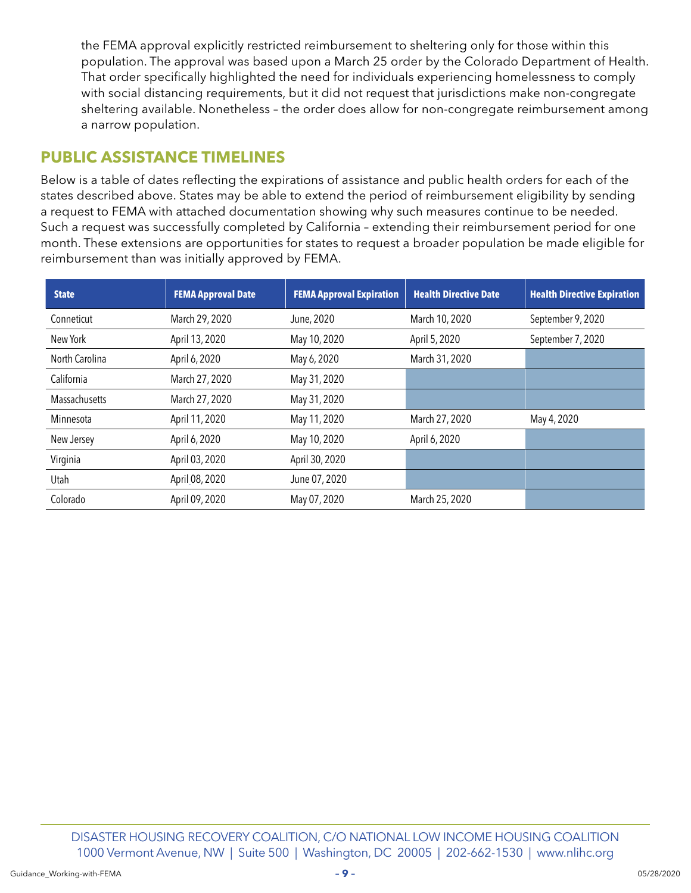the FEMA approval explicitly restricted reimbursement to sheltering only for those within this population. The approval was based upon a March 25 order by the Colorado Department of Health. That order specifically highlighted the need for individuals experiencing homelessness to comply with social distancing requirements, but it did not request that jurisdictions make non-congregate sheltering available. Nonetheless – the order does allow for non-congregate reimbursement among a narrow population.

## PUBLIC ASSISTANCE TIMELINES

Below is a table of dates reflecting the expirations of assistance and public health orders for each of the states described above. States may be able to extend the period of reimbursement eligibility by sending a request to FEMA with attached documentation showing why such measures continue to be needed. Such a request was successfully completed by California – extending their reimbursement period for one month. These extensions are opportunities for states to request a broader population be made eligible for reimbursement than was initially approved by FEMA.

| State | FEMA Approval Date | FEMA Approval Expiration | Health Directive Date | Health Directive Expiration |
|---|---|---|---|---|
| Conneticut | March 29, 2020 | June, 2020 | March 10, 2020 | September 9, 2020 |
| New York | April 13, 2020 | May 10, 2020 | April 5, 2020 | September 7, 2020 |
| North Carolina | April 6, 2020 | May 6, 2020 | March 31, 2020 | |
| California | March 27, 2020 | May 31, 2020 | | |
| Massachusetts | March 27, 2020 | May 31, 2020 | | |
| Minnesota | April 11, 2020 | May 11, 2020 | March 27, 2020 | May 4, 2020 |
| New Jersey | April 6, 2020 | May 10, 2020 | April 6, 2020 | |
| Virginia | April 03, 2020 | April 30, 2020 | | |
| Utah | April 08, 2020 | June 07, 2020 | | |
| Colorado | April 09, 2020 | May 07, 2020 | March 25, 2020 | |

DISASTER HOUSING RECOVERY COALITION, C/O NATIONAL LOW INCOME HOUSING COALITION
1000 Vermont Avenue, NW | Suite 500 | Washington, DC 20005 | 202-662-1530 | www.nlihc.org